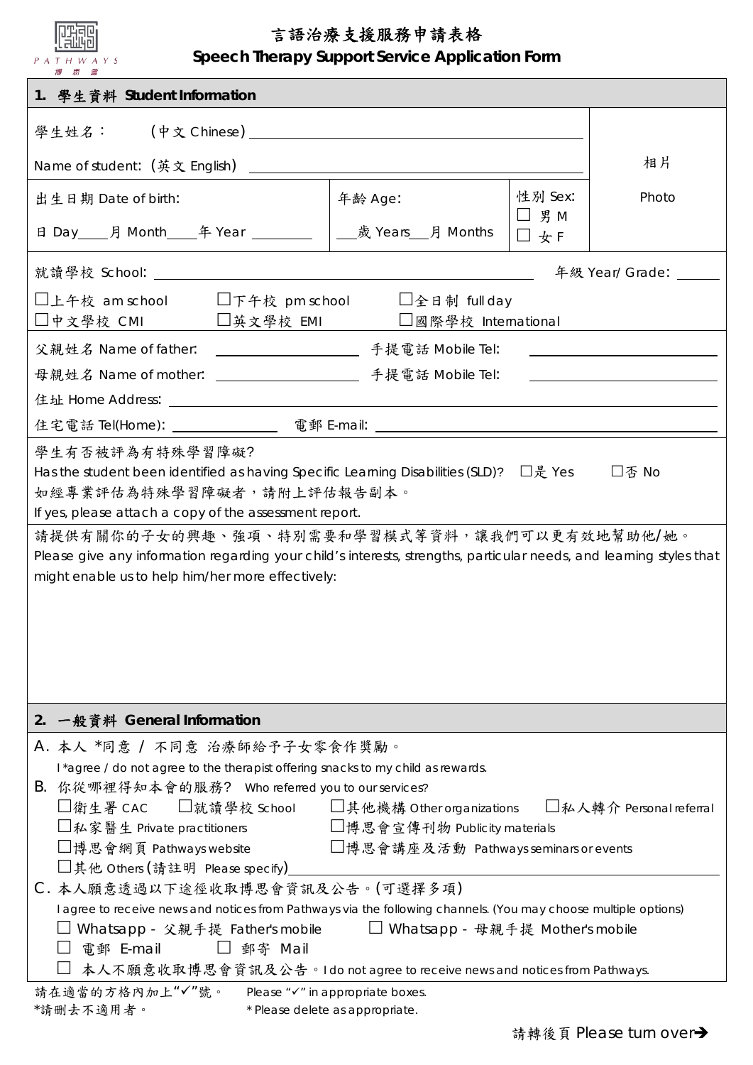PATHWAYS
博思會

# 言語治療支援服務申請表格
# Speech Therapy Support Service Application Form

## 1. 學生資料 Student Information

學生姓名：　(中文 Chinese) ____________________

Name of student: (英文 English) ____________________

相片 Photo

| 出生日期 Date of birth: | 年齡 Age: | 性別 Sex: |
|---|---|---|
| 日 Day____月 Month____年 Year ________ | ___歲 Years___月 Months | ☐ 男 M ☐ 女 F |

就讀學校 School: ____________________ 年級 Year/ Grade: ______

☐上午校 am school　☐下午校 pm school　☐全日制 full day
☐中文學校 CMI　☐英文學校 EMI　☐國際學校 International

父親姓名 Name of father: ____________ 手提電話 Mobile Tel: ____________

母親姓名 Name of mother: ____________ 手提電話 Mobile Tel: ____________

住址 Home Address: ____________________

住宅電話 Tel(Home): ____________ 電郵 E-mail: ____________________

學生有否被評為有特殊學習障礙?
Has the student been identified as having Specific Learning Disabilities (SLD)? ☐是 Yes ☐否 No
如經專業評估為特殊學習障礙者，請附上評估報告副本。
If yes, please attach a copy of the assessment report.

請提供有關你的子女的興趣、強項、特別需要和學習模式等資料，讓我們可以更有效地幫助他/她。
Please give any information regarding your child's interests, strengths, particular needs, and learning styles that might enable us to help him/her more effectively:

## 2. 一般資料 General Information

A. 本人 *同意 / 不同意 治療師給予子女零食作獎勵。
I *agree / do not agree to the therapist offering snacks to my child as rewards.

B. 你從哪裡得知本會的服務? Who referred you to our services?
☐衛生署 CAC　☐就讀學校 School　☐其他機構 Other organizations　☐私人轉介 Personal referral
☐私家醫生 Private practitioners　☐博思會宣傳刊物 Publicity materials
☐博思會網頁 Pathways website　☐博思會講座及活動 Pathways seminars or events
☐其他 Others (請註明 Please specify)____________________

C. 本人願意透過以下途徑收取博思會資訊及公告。(可選擇多項)
I agree to receive news and notices from Pathways via the following channels. (You may choose multiple options)
☐ Whatsapp - 父親手提 Father's mobile　☐ Whatsapp - 母親手提 Mother's mobile
☐ 電郵 E-mail　☐ 郵寄 Mail
☐ 本人不願意收取博思會資訊及公告。I do not agree to receive news and notices from Pathways.

請在適當的方格內加上"✓"號。 Please "✓" in appropriate boxes.
*請刪去不適用者。 * Please delete as appropriate.

請轉後頁 Please turn over➔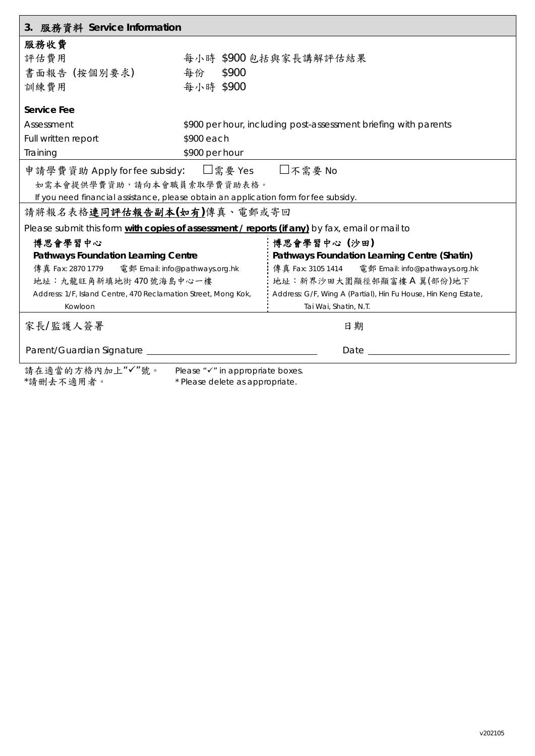## 3. 服務資料 Service Information

**服務收費**

| | |
|---|---|
| 評估費用 | 每小時 $900 包括與家長講解評估結果 |
| 書面報告 (按個別要求) | 每份 $900 |
| 訓練費用 | 每小時 $900 |

**Service Fee**

| | |
|---|---|
| Assessment | $900 per hour, including post-assessment briefing with parents |
| Full written report | $900 each |
| Training | $900 per hour |

申請學費資助 Apply for fee subsidy: □需要 Yes □不需要 No

如需本會提供學費資助，請向本會職員索取學費資助表格。

If you need financial assistance, please obtain an application form for fee subsidy.

請將報名表格**連同評估報告副本(如有)**傳真、電郵或寄回

Please submit this form **with copies of assessment / reports (if any)** by fax, email or mail to

**博思會學習中心**
**Pathways Foundation Learning Centre**
傳真 Fax: 2870 1779 電郵 Email: info@pathways.org.hk
地址：九龍旺角新填地街 470 號海島中心一樓
Address: 1/F, Island Centre, 470 Reclamation Street, Mong Kok, Kowloon

**博思會學習中心 (沙田)**
**Pathways Foundation Learning Centre (Shatin)**
傳真 Fax: 3105 1414 電郵 Email: info@pathways.org.hk
地址：新界沙田大圍顯徑邨顯富樓 A 翼(部份)地下
Address: G/F, Wing A (Partial), Hin Fu House, Hin Keng Estate, Tai Wai, Shatin, N.T.

家長/監護人簽署 日期

Parent/Guardian Signature ______________________ Date ______________________

請在適當的方格內加上"✓"號。 Please "✓" in appropriate boxes.
*請刪去不適用者。 * Please delete as appropriate.

v202105